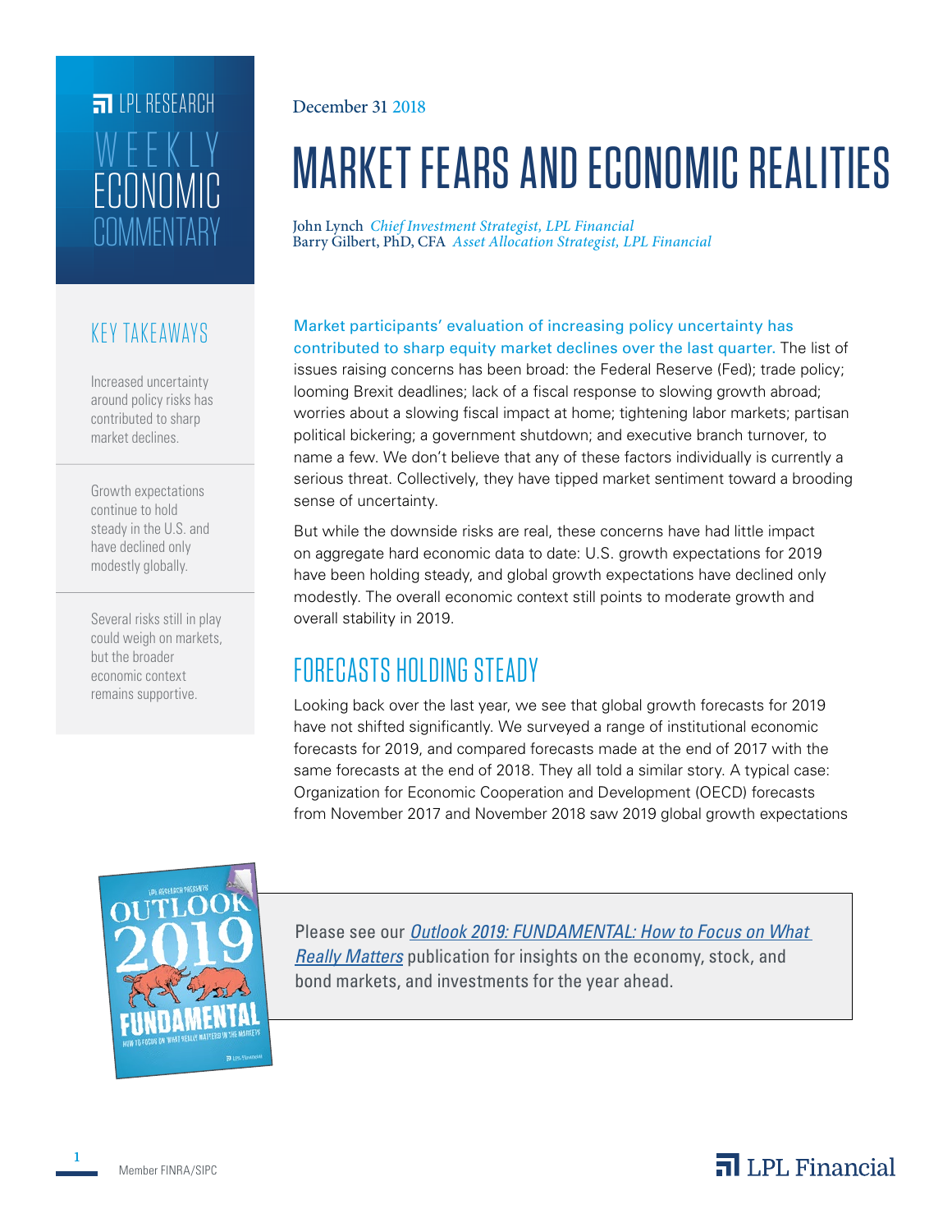LPL RESEARCH

WEEKLY ECONOMIC COMMENTARY

December 31 2018

# MARKET FEARS AND ECONOMIC REALITIES

John Lynch *Chief Investment Strategist, LPL Financial*
Barry Gilbert, PhD, CFA *Asset Allocation Strategist, LPL Financial*

## KEY TAKEAWAYS

Increased uncertainty around policy risks has contributed to sharp market declines.

Growth expectations continue to hold steady in the U.S. and have declined only modestly globally.

Several risks still in play could weigh on markets, but the broader economic context remains supportive.

Market participants' evaluation of increasing policy uncertainty has contributed to sharp equity market declines over the last quarter. The list of issues raising concerns has been broad: the Federal Reserve (Fed); trade policy; looming Brexit deadlines; lack of a fiscal response to slowing growth abroad; worries about a slowing fiscal impact at home; tightening labor markets; partisan political bickering; a government shutdown; and executive branch turnover, to name a few. We don't believe that any of these factors individually is currently a serious threat. Collectively, they have tipped market sentiment toward a brooding sense of uncertainty.

But while the downside risks are real, these concerns have had little impact on aggregate hard economic data to date: U.S. growth expectations for 2019 have been holding steady, and global growth expectations have declined only modestly. The overall economic context still points to moderate growth and overall stability in 2019.

## FORECASTS HOLDING STEADY

Looking back over the last year, we see that global growth forecasts for 2019 have not shifted significantly. We surveyed a range of institutional economic forecasts for 2019, and compared forecasts made at the end of 2017 with the same forecasts at the end of 2018. They all told a similar story. A typical case: Organization for Economic Cooperation and Development (OECD) forecasts from November 2017 and November 2018 saw 2019 global growth expectations

Please see our *Outlook 2019: FUNDAMENTAL: How to Focus on What Really Matters* publication for insights on the economy, stock, and bond markets, and investments for the year ahead.

Member FINRA/SIPC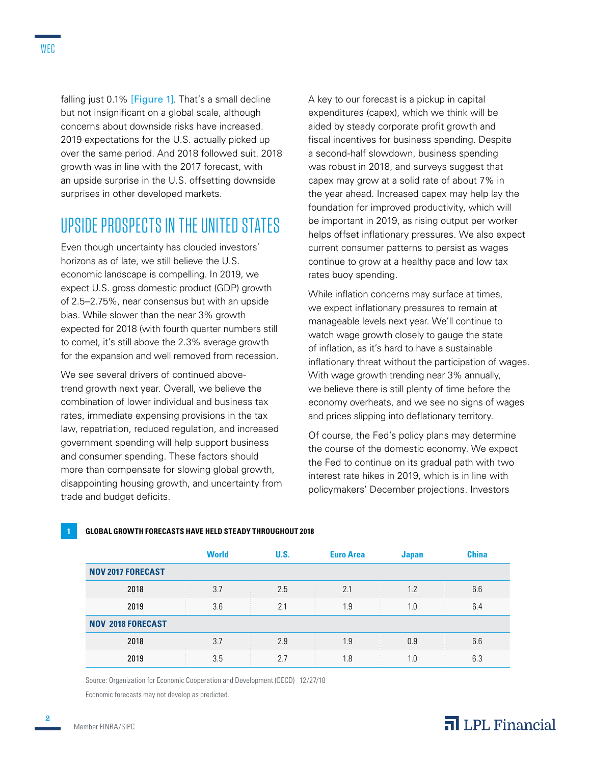falling just 0.1% [Figure 1]. That's a small decline but not insignificant on a global scale, although concerns about downside risks have increased. 2019 expectations for the U.S. actually picked up over the same period. And 2018 followed suit. 2018 growth was in line with the 2017 forecast, with an upside surprise in the U.S. offsetting downside surprises in other developed markets.

## UPSIDE PROSPECTS IN THE UNITED STATES

Even though uncertainty has clouded investors' horizons as of late, we still believe the U.S. economic landscape is compelling. In 2019, we expect U.S. gross domestic product (GDP) growth of 2.5–2.75%, near consensus but with an upside bias. While slower than the near 3% growth expected for 2018 (with fourth quarter numbers still to come), it's still above the 2.3% average growth for the expansion and well removed from recession.

We see several drivers of continued above-trend growth next year. Overall, we believe the combination of lower individual and business tax rates, immediate expensing provisions in the tax law, repatriation, reduced regulation, and increased government spending will help support business and consumer spending. These factors should more than compensate for slowing global growth, disappointing housing growth, and uncertainty from trade and budget deficits.

A key to our forecast is a pickup in capital expenditures (capex), which we think will be aided by steady corporate profit growth and fiscal incentives for business spending. Despite a second-half slowdown, business spending was robust in 2018, and surveys suggest that capex may grow at a solid rate of about 7% in the year ahead. Increased capex may help lay the foundation for improved productivity, which will be important in 2019, as rising output per worker helps offset inflationary pressures. We also expect current consumer patterns to persist as wages continue to grow at a healthy pace and low tax rates buoy spending.

While inflation concerns may surface at times, we expect inflationary pressures to remain at manageable levels next year. We'll continue to watch wage growth closely to gauge the state of inflation, as it's hard to have a sustainable inflationary threat without the participation of wages. With wage growth trending near 3% annually, we believe there is still plenty of time before the economy overheats, and we see no signs of wages and prices slipping into deflationary territory.

Of course, the Fed's policy plans may determine the course of the domestic economy. We expect the Fed to continue on its gradual path with two interest rate hikes in 2019, which is in line with policymakers' December projections. Investors

**1 GLOBAL GROWTH FORECASTS HAVE HELD STEADY THROUGHOUT 2018**

| | World | U.S. | Euro Area | Japan | China |
|---|---|---|---|---|---|
| **NOV 2017 FORECAST** | | | | | |
| 2018 | 3.7 | 2.5 | 2.1 | 1.2 | 6.6 |
| 2019 | 3.6 | 2.1 | 1.9 | 1.0 | 6.4 |
| **NOV 2018 FORECAST** | | | | | |
| 2018 | 3.7 | 2.9 | 1.9 | 0.9 | 6.6 |
| 2019 | 3.5 | 2.7 | 1.8 | 1.0 | 6.3 |

Source: Organization for Economic Cooperation and Development (OECD) 12/27/18

Economic forecasts may not develop as predicted.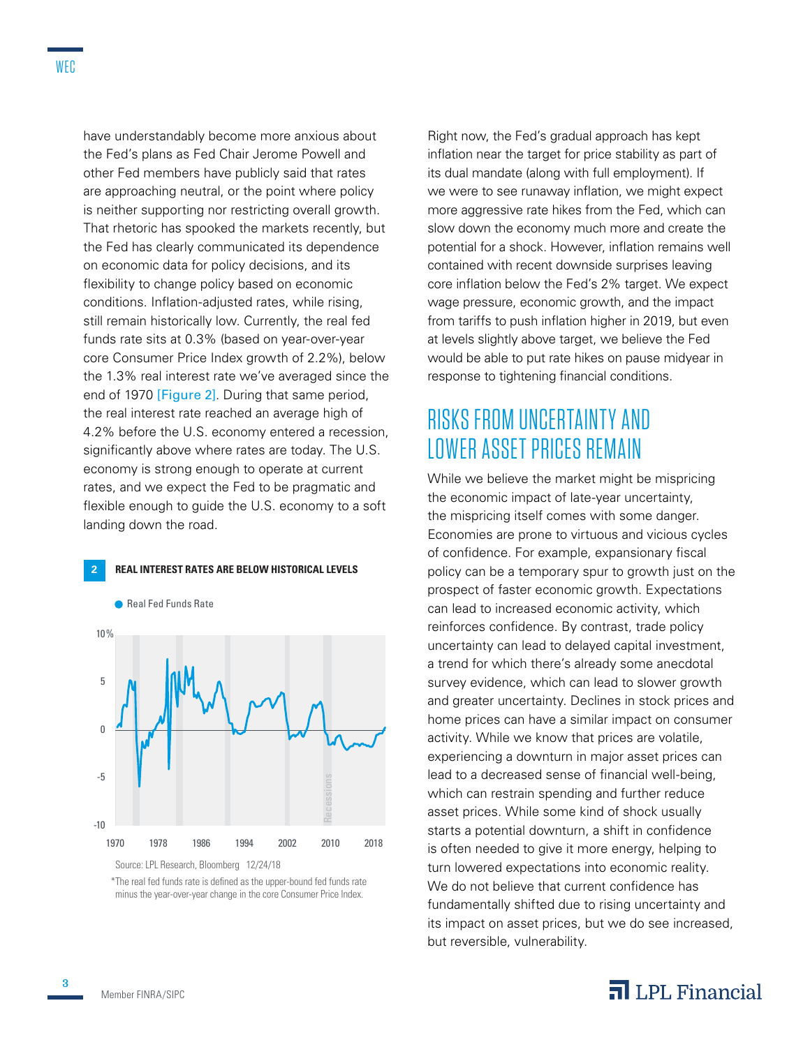have understandably become more anxious about the Fed's plans as Fed Chair Jerome Powell and other Fed members have publicly said that rates are approaching neutral, or the point where policy is neither supporting nor restricting overall growth. That rhetoric has spooked the markets recently, but the Fed has clearly communicated its dependence on economic data for policy decisions, and its flexibility to change policy based on economic conditions. Inflation-adjusted rates, while rising, still remain historically low. Currently, the real fed funds rate sits at 0.3% (based on year-over-year core Consumer Price Index growth of 2.2%), below the 1.3% real interest rate we've averaged since the end of 1970 [Figure 2]. During that same period, the real interest rate reached an average high of 4.2% before the U.S. economy entered a recession, significantly above where rates are today. The U.S. economy is strong enough to operate at current rates, and we expect the Fed to be pragmatic and flexible enough to guide the U.S. economy to a soft landing down the road.

**2 REAL INTEREST RATES ARE BELOW HISTORICAL LEVELS**

Source: LPL Research, Bloomberg 12/24/18

*The real fed funds rate is defined as the upper-bound fed funds rate minus the year-over-year change in the core Consumer Price Index.

Right now, the Fed's gradual approach has kept inflation near the target for price stability as part of its dual mandate (along with full employment). If we were to see runaway inflation, we might expect more aggressive rate hikes from the Fed, which can slow down the economy much more and create the potential for a shock. However, inflation remains well contained with recent downside surprises leaving core inflation below the Fed's 2% target. We expect wage pressure, economic growth, and the impact from tariffs to push inflation higher in 2019, but even at levels slightly above target, we believe the Fed would be able to put rate hikes on pause midyear in response to tightening financial conditions.

## RISKS FROM UNCERTAINTY AND LOWER ASSET PRICES REMAIN

While we believe the market might be mispricing the economic impact of late-year uncertainty, the mispricing itself comes with some danger. Economies are prone to virtuous and vicious cycles of confidence. For example, expansionary fiscal policy can be a temporary spur to growth just on the prospect of faster economic growth. Expectations can lead to increased economic activity, which reinforces confidence. By contrast, trade policy uncertainty can lead to delayed capital investment, a trend for which there's already some anecdotal survey evidence, which can lead to slower growth and greater uncertainty. Declines in stock prices and home prices can have a similar impact on consumer activity. While we know that prices are volatile, experiencing a downturn in major asset prices can lead to a decreased sense of financial well-being, which can restrain spending and further reduce asset prices. While some kind of shock usually starts a potential downturn, a shift in confidence is often needed to give it more energy, helping to turn lowered expectations into economic reality. We do not believe that current confidence has fundamentally shifted due to rising uncertainty and its impact on asset prices, but we do see increased, but reversible, vulnerability.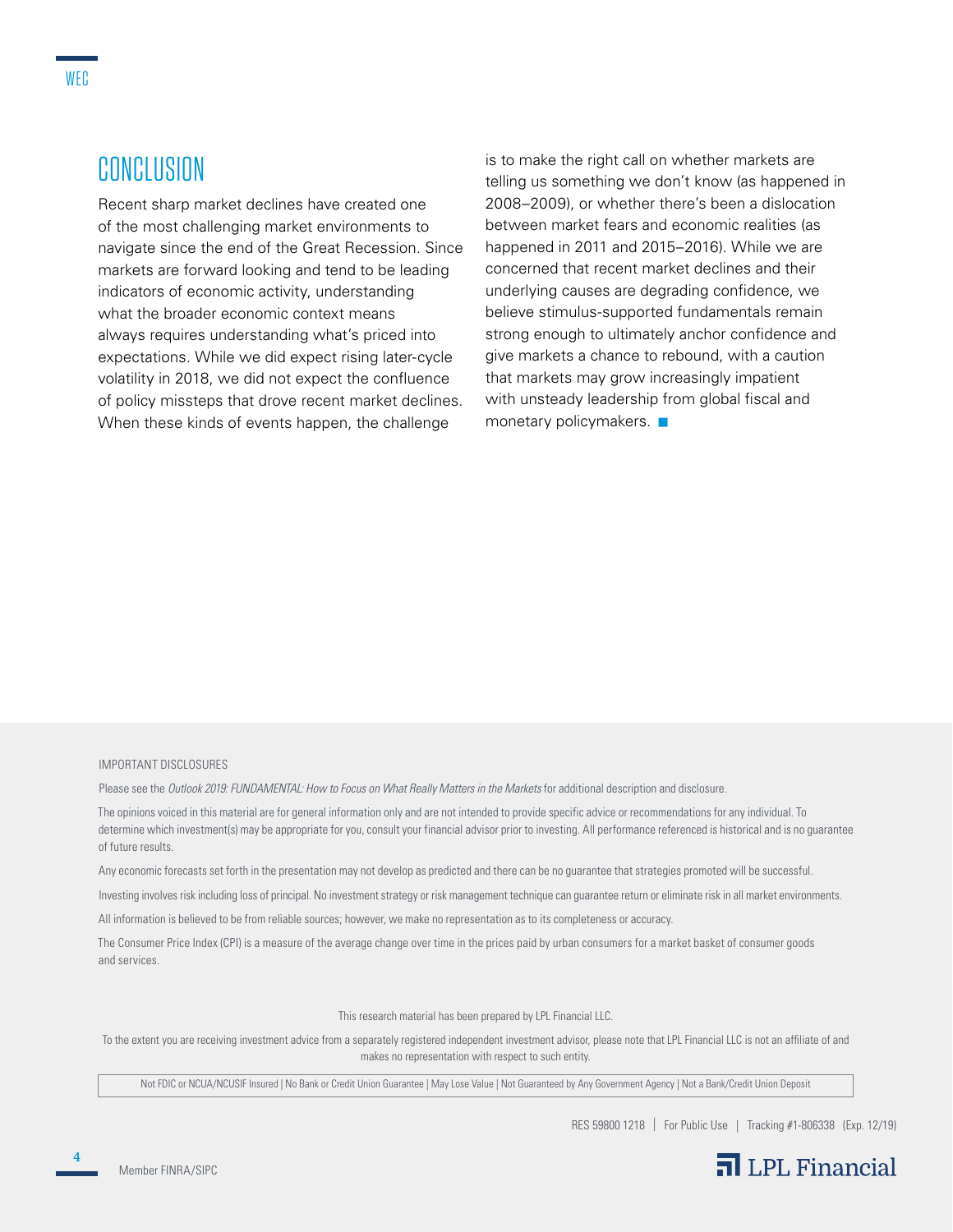## CONCLUSION

Recent sharp market declines have created one of the most challenging market environments to navigate since the end of the Great Recession. Since markets are forward looking and tend to be leading indicators of economic activity, understanding what the broader economic context means always requires understanding what's priced into expectations. While we did expect rising later-cycle volatility in 2018, we did not expect the confluence of policy missteps that drove recent market declines. When these kinds of events happen, the challenge is to make the right call on whether markets are telling us something we don't know (as happened in 2008–2009), or whether there's been a dislocation between market fears and economic realities (as happened in 2011 and 2015–2016). While we are concerned that recent market declines and their underlying causes are degrading confidence, we believe stimulus-supported fundamentals remain strong enough to ultimately anchor confidence and give markets a chance to rebound, with a caution that markets may grow increasingly impatient with unsteady leadership from global fiscal and monetary policymakers. ■

IMPORTANT DISCLOSURES

Please see the *Outlook 2019: FUNDAMENTAL: How to Focus on What Really Matters in the Markets* for additional description and disclosure.

The opinions voiced in this material are for general information only and are not intended to provide specific advice or recommendations for any individual. To determine which investment(s) may be appropriate for you, consult your financial advisor prior to investing. All performance referenced is historical and is no guarantee of future results.

Any economic forecasts set forth in the presentation may not develop as predicted and there can be no guarantee that strategies promoted will be successful.

Investing involves risk including loss of principal. No investment strategy or risk management technique can guarantee return or eliminate risk in all market environments.

All information is believed to be from reliable sources; however, we make no representation as to its completeness or accuracy.

The Consumer Price Index (CPI) is a measure of the average change over time in the prices paid by urban consumers for a market basket of consumer goods and services.

This research material has been prepared by LPL Financial LLC.

To the extent you are receiving investment advice from a separately registered independent investment advisor, please note that LPL Financial LLC is not an affiliate of and makes no representation with respect to such entity.

Not FDIC or NCUA/NCUSIF Insured | No Bank or Credit Union Guarantee | May Lose Value | Not Guaranteed by Any Government Agency | Not a Bank/Credit Union Deposit

RES 59800 1218 | For Public Use | Tracking #1-806338 (Exp. 12/19)

Member FINRA/SIPC

LPL Financial